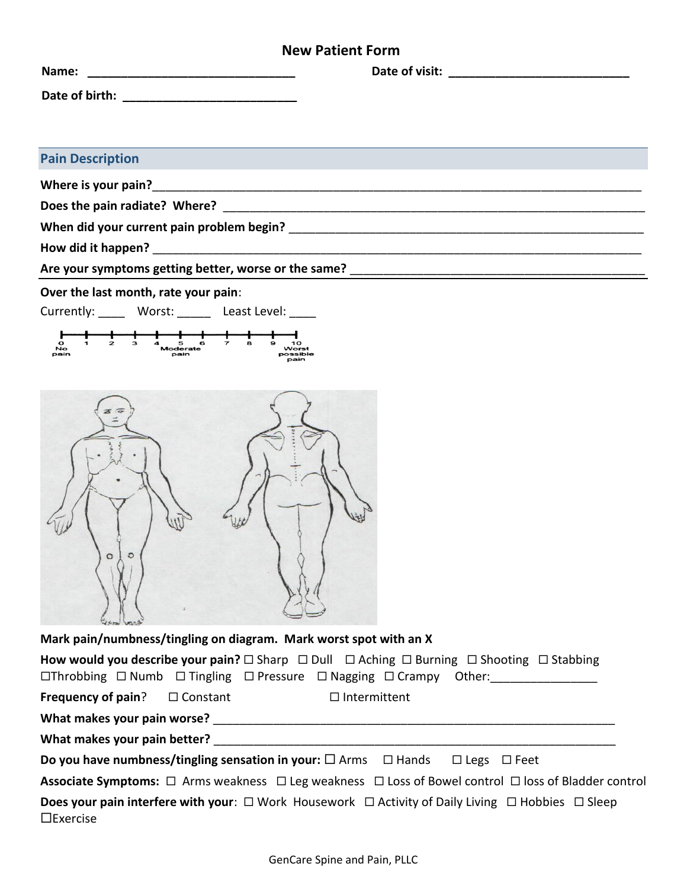# New Patient Form

**Name:** ______________________________ **Date of visit:** ___________________________

**Date of birth:** ___________________________

## Pain Description

**Where is your pain?**______________________________________________________________________

**Does the pain radiate? Where?** ____________________________________________________________

**When did your current pain problem begin?** __________________________________________________

**How did it happen?** ______________________________________________________________________

**Are your symptoms getting better, worse or the same?** ____________________________________________

**Over the last month, rate your pain**:

Currently: ____ Worst: _____ Least Level: ____

0 No pain — 1 — 2 — 3 — 4 — 5 Moderate pain — 6 — 7 — 8 — 9 — 10 Worst possible pain

**Mark pain/numbness/tingling on diagram. Mark worst spot with an X**

**How would you describe your pain?** ☐ Sharp ☐ Dull ☐ Aching ☐ Burning ☐ Shooting ☐ Stabbing ☐Throbbing ☐ Numb ☐ Tingling ☐ Pressure ☐ Nagging ☐ Crampy Other:_______________

**Frequency of pain**? ☐ Constant ☐ Intermittent

**What makes your pain worse?** ______________________________________________________________

**What makes your pain better?** ______________________________________________________________

**Do you have numbness/tingling sensation in your:** ☐ Arms ☐ Hands ☐ Legs ☐ Feet

**Associate Symptoms:** ☐ Arms weakness ☐ Leg weakness ☐ Loss of Bowel control ☐ loss of Bladder control

**Does your pain interfere with your**: ☐ Work Housework ☐ Activity of Daily Living ☐ Hobbies ☐ Sleep ☐Exercise

GenCare Spine and Pain, PLLC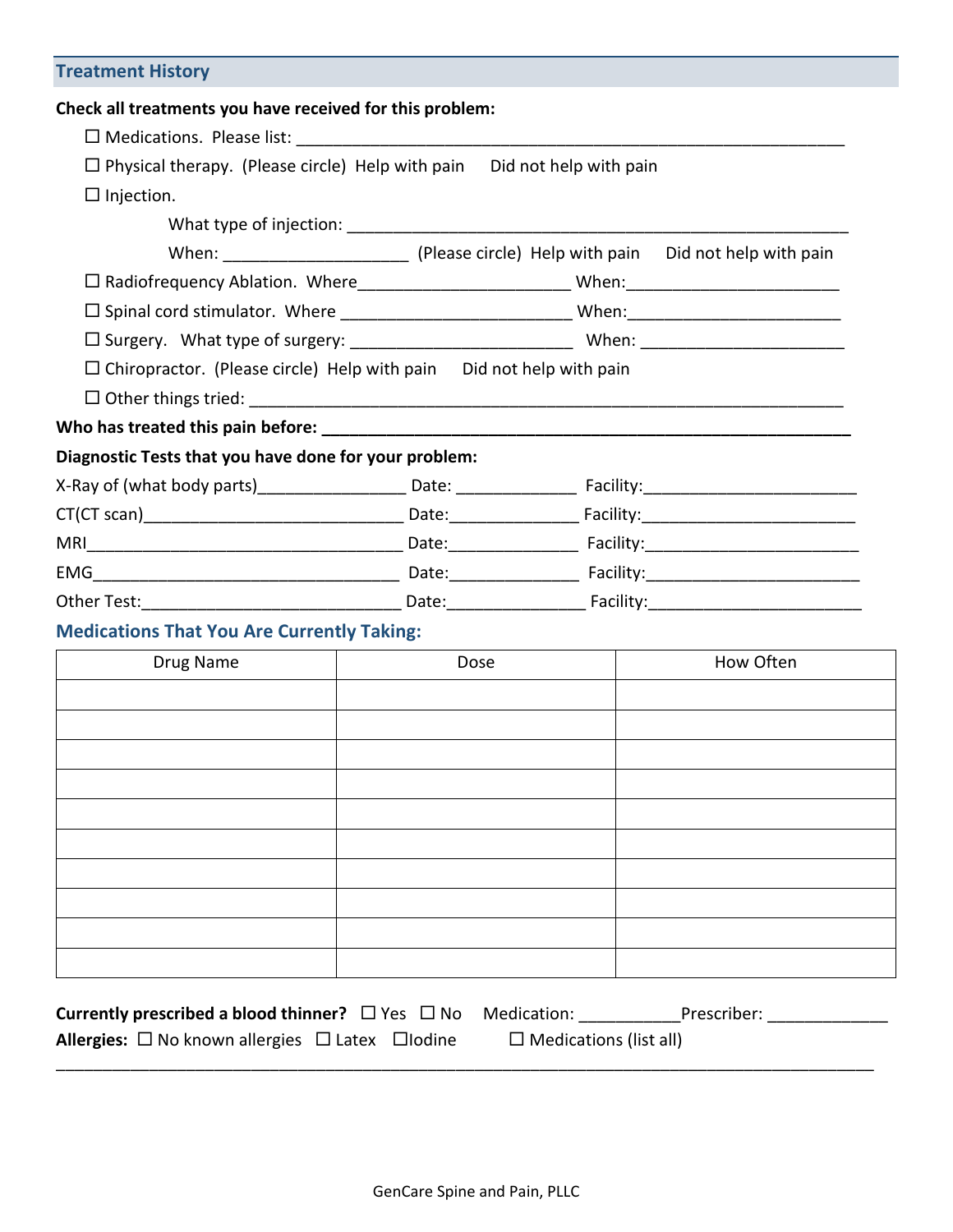## Treatment History

**Check all treatments you have received for this problem:**

☐ Medications. Please list: ______________________________________________________________

☐ Physical therapy. (Please circle) Help with pain  Did not help with pain

☐ Injection.

What type of injection: ____________________________________________________

When: ____________________ (Please circle) Help with pain  Did not help with pain

☐ Radiofrequency Ablation. Where______________________ When:______________________

☐ Spinal cord stimulator. Where ________________________ When:______________________

☐ Surgery. What type of surgery: ________________________ When: ______________________

☐ Chiropractor. (Please circle) Help with pain  Did not help with pain

☐ Other things tried: ______________________________________________________________

**Who has treated this pain before: ______________________________________________________**

**Diagnostic Tests that you have done for your problem:**

X-Ray of (what body parts)________________ Date: _____________ Facility:______________________

CT(CT scan)____________________________ Date:_____________ Facility:______________________

MRI_________________________________ Date:_____________ Facility:______________________

EMG_________________________________ Date:_____________ Facility:______________________

Other Test:____________________________ Date:______________ Facility:______________________

### Medications That You Are Currently Taking:

| Drug Name | Dose | How Often |
|---|---|---|
| | | |
| | | |
| | | |
| | | |
| | | |
| | | |
| | | |
| | | |
| | | |
| | | |

**Currently prescribed a blood thinner?** ☐ Yes ☐ No  Medication: ___________Prescriber: _____________

**Allergies:** ☐ No known allergies ☐ Latex ☐Iodine  ☐ Medications (list all)

_____________________________________________________________________________________

GenCare Spine and Pain, PLLC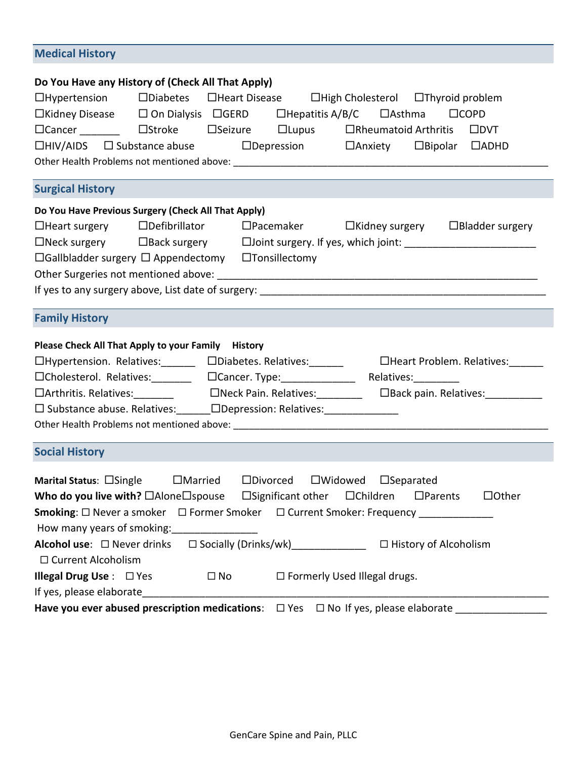## Medical History

**Do You Have any History of (Check All That Apply)**

☐Hypertension ☐Diabetes ☐Heart Disease ☐High Cholesterol ☐Thyroid problem
☐Kidney Disease ☐ On Dialysis ☐GERD ☐Hepatitis A/B/C ☐Asthma ☐COPD
☐Cancer _______ ☐Stroke ☐Seizure ☐Lupus ☐Rheumatoid Arthritis ☐DVT
☐HIV/AIDS ☐ Substance abuse ☐Depression ☐Anxiety ☐Bipolar ☐ADHD

Other Health Problems not mentioned above: ____________________________________________________________

## Surgical History

**Do You Have Previous Surgery (Check All That Apply)**

☐Heart surgery ☐Defibrillator ☐Pacemaker ☐Kidney surgery ☐Bladder surgery
☐Neck surgery ☐Back surgery ☐Joint surgery. If yes, which joint: _______________________
☐Gallbladder surgery ☐ Appendectomy ☐Tonsillectomy

Other Surgeries not mentioned above: ___________________________________________________________

If yes to any surgery above, List date of surgery: _____________________________________________________

## Family History

**Please Check All That Apply to your Family History**

☐Hypertension. Relatives:______ ☐Diabetes. Relatives:______ ☐Heart Problem. Relatives:______
☐Cholesterol. Relatives:_______ ☐Cancer. Type:_____________ Relatives:________
☐Arthritis. Relatives:_______ ☐Neck Pain. Relatives:________ ☐Back pain. Relatives:__________
☐ Substance abuse. Relatives:______☐Depression: Relatives:_____________

Other Health Problems not mentioned above: ____________________________________________________________

## Social History

**Marital Status**: ☐Single ☐Married ☐Divorced ☐Widowed ☐Separated

**Who do you live with?** ☐Alone☐spouse ☐Significant other ☐Children ☐Parents ☐Other

**Smoking**: ☐ Never a smoker ☐ Former Smoker ☐ Current Smoker: Frequency _____________

How many years of smoking:_______________

**Alcohol use**: ☐ Never drinks ☐ Socially (Drinks/wk)_____________ ☐ History of Alcoholism
☐ Current Alcoholism

**Illegal Drug Use** : ☐ Yes ☐ No ☐ Formerly Used Illegal drugs.

If yes, please elaborate________________________________________________________________________

**Have you ever abused prescription medications**: ☐ Yes ☐ No If yes, please elaborate _______________

GenCare Spine and Pain, PLLC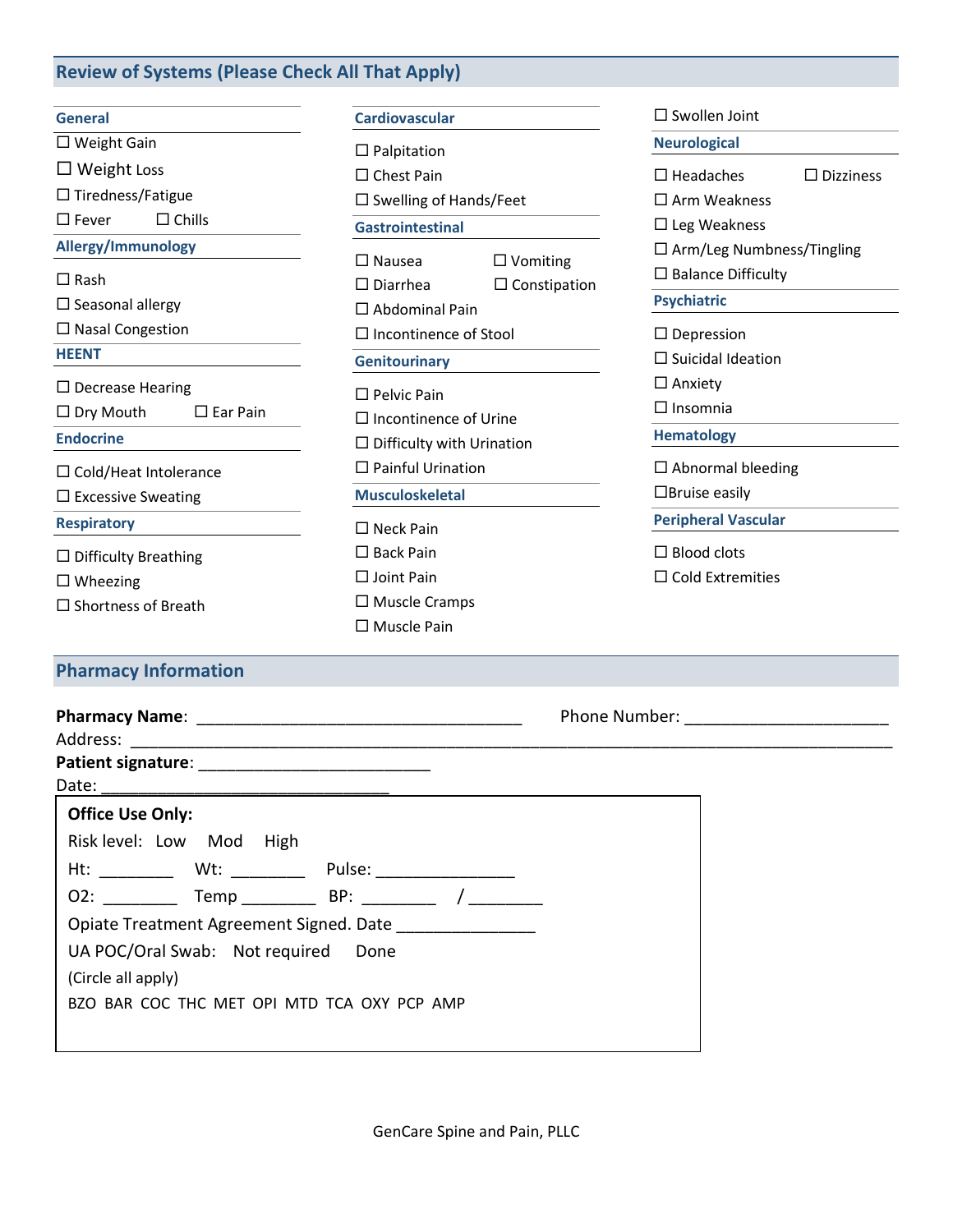## Review of Systems (Please Check All That Apply)

**General**

☐ Weight Gain
☐ Weight Loss
☐ Tiredness/Fatigue
☐ Fever ☐ Chills

**Allergy/Immunology**

☐ Rash
☐ Seasonal allergy
☐ Nasal Congestion

**HEENT**

☐ Decrease Hearing
☐ Dry Mouth ☐ Ear Pain

**Endocrine**

☐ Cold/Heat Intolerance
☐ Excessive Sweating

**Respiratory**

☐ Difficulty Breathing
☐ Wheezing
☐ Shortness of Breath

**Cardiovascular**

☐ Palpitation
☐ Chest Pain
☐ Swelling of Hands/Feet

**Gastrointestinal**

☐ Nausea ☐ Vomiting
☐ Diarrhea ☐ Constipation
☐ Abdominal Pain
☐ Incontinence of Stool

**Genitourinary**

☐ Pelvic Pain
☐ Incontinence of Urine
☐ Difficulty with Urination
☐ Painful Urination

**Musculoskeletal**

☐ Neck Pain
☐ Back Pain
☐ Joint Pain
☐ Muscle Cramps
☐ Muscle Pain
☐ Swollen Joint

**Neurological**

☐ Headaches ☐ Dizziness
☐ Arm Weakness
☐ Leg Weakness
☐ Arm/Leg Numbness/Tingling
☐ Balance Difficulty

**Psychiatric**

☐ Depression
☐ Suicidal Ideation
☐ Anxiety
☐ Insomnia

**Hematology**

☐ Abnormal bleeding
☐Bruise easily

**Peripheral Vascular**

☐ Blood clots
☐ Cold Extremities

## Pharmacy Information

**Pharmacy Name**: ___________________________________ Phone Number: ______________________

Address: ___________________________________________________________________________

**Patient signature**: _________________________

Date: _______________________________

**Office Use Only:**

Risk level: Low Mod High

Ht: ________ Wt: ________ Pulse: _______________

O2: ________ Temp ________ BP: ________ / ________

Opiate Treatment Agreement Signed. Date ______________

UA POC/Oral Swab: Not required Done

(Circle all apply)

BZO BAR COC THC MET OPI MTD TCA OXY PCP AMP

GenCare Spine and Pain, PLLC